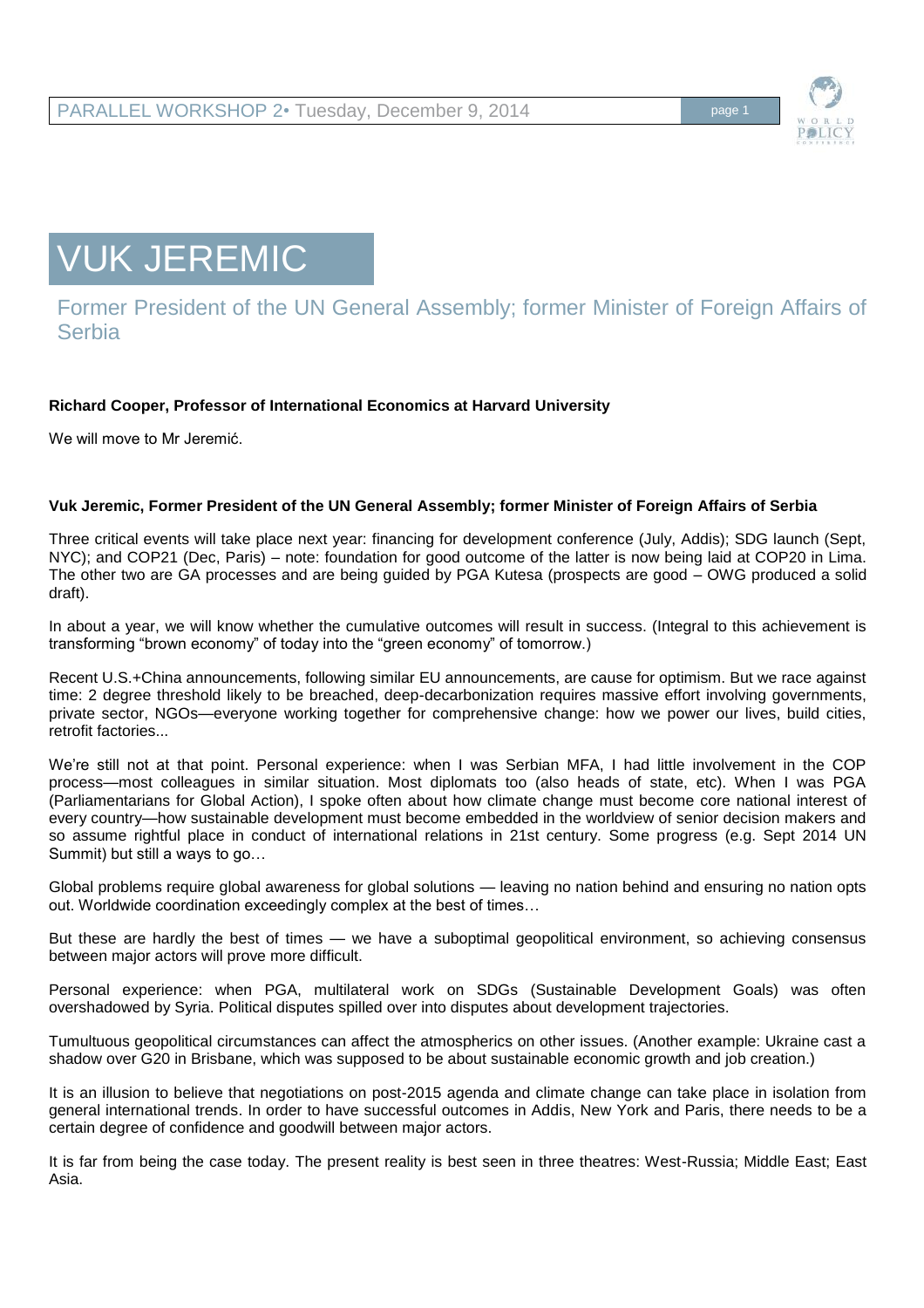# VUK JEREMIC

## Former President of the UN General Assembly; former Minister of Foreign Affairs of Serbia

**Richard Cooper, Professor of International Economics at Harvard University**

We will move to Mr Jeremić.

**Vuk Jeremic, Former President of the UN General Assembly; former Minister of Foreign Affairs of Serbia**

Three critical events will take place next year: financing for development conference (July, Addis); SDG launch (Sept, NYC); and COP21 (Dec, Paris) – note: foundation for good outcome of the latter is now being laid at COP20 in Lima. The other two are GA processes and are being guided by PGA Kutesa (prospects are good – OWG produced a solid draft).

In about a year, we will know whether the cumulative outcomes will result in success. (Integral to this achievement is transforming "brown economy" of today into the "green economy" of tomorrow.)

Recent U.S.+China announcements, following similar EU announcements, are cause for optimism. But we race against time: 2 degree threshold likely to be breached, deep-decarbonization requires massive effort involving governments, private sector, NGOs—everyone working together for comprehensive change: how we power our lives, build cities, retrofit factories...

We're still not at that point. Personal experience: when I was Serbian MFA, I had little involvement in the COP process—most colleagues in similar situation. Most diplomats too (also heads of state, etc). When I was PGA (Parliamentarians for Global Action), I spoke often about how climate change must become core national interest of every country—how sustainable development must become embedded in the worldview of senior decision makers and so assume rightful place in conduct of international relations in 21st century. Some progress (e.g. Sept 2014 UN Summit) but still a ways to go…

Global problems require global awareness for global solutions — leaving no nation behind and ensuring no nation opts out. Worldwide coordination exceedingly complex at the best of times…

But these are hardly the best of times — we have a suboptimal geopolitical environment, so achieving consensus between major actors will prove more difficult.

Personal experience: when PGA, multilateral work on SDGs (Sustainable Development Goals) was often overshadowed by Syria. Political disputes spilled over into disputes about development trajectories.

Tumultuous geopolitical circumstances can affect the atmospherics on other issues. (Another example: Ukraine cast a shadow over G20 in Brisbane, which was supposed to be about sustainable economic growth and job creation.)

It is an illusion to believe that negotiations on post-2015 agenda and climate change can take place in isolation from general international trends. In order to have successful outcomes in Addis, New York and Paris, there needs to be a certain degree of confidence and goodwill between major actors.

It is far from being the case today. The present reality is best seen in three theatres: West-Russia; Middle East; East Asia.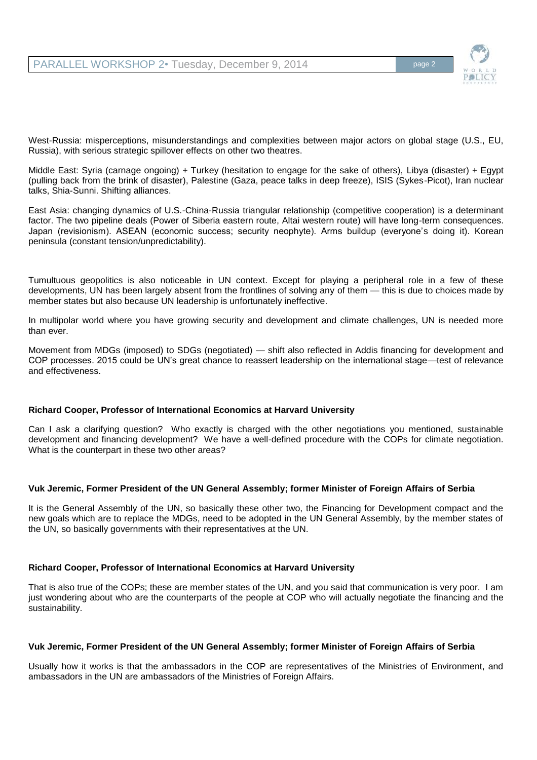West-Russia: misperceptions, misunderstandings and complexities between major actors on global stage (U.S., EU, Russia), with serious strategic spillover effects on other two theatres.

Middle East: Syria (carnage ongoing) + Turkey (hesitation to engage for the sake of others), Libya (disaster) + Egypt (pulling back from the brink of disaster), Palestine (Gaza, peace talks in deep freeze), ISIS (Sykes-Picot), Iran nuclear talks, Shia-Sunni. Shifting alliances.

East Asia: changing dynamics of U.S.-China-Russia triangular relationship (competitive cooperation) is a determinant factor. The two pipeline deals (Power of Siberia eastern route, Altai western route) will have long-term consequences. Japan (revisionism). ASEAN (economic success; security neophyte). Arms buildup (everyone's doing it). Korean peninsula (constant tension/unpredictability).

Tumultuous geopolitics is also noticeable in UN context. Except for playing a peripheral role in a few of these developments, UN has been largely absent from the frontlines of solving any of them — this is due to choices made by member states but also because UN leadership is unfortunately ineffective.

In multipolar world where you have growing security and development and climate challenges, UN is needed more than ever.

Movement from MDGs (imposed) to SDGs (negotiated) — shift also reflected in Addis financing for development and COP processes. 2015 could be UN's great chance to reassert leadership on the international stage—test of relevance and effectiveness.

**Richard Cooper, Professor of International Economics at Harvard University**

Can I ask a clarifying question? Who exactly is charged with the other negotiations you mentioned, sustainable development and financing development? We have a well-defined procedure with the COPs for climate negotiation. What is the counterpart in these two other areas?

**Vuk Jeremic, Former President of the UN General Assembly; former Minister of Foreign Affairs of Serbia**

It is the General Assembly of the UN, so basically these other two, the Financing for Development compact and the new goals which are to replace the MDGs, need to be adopted in the UN General Assembly, by the member states of the UN, so basically governments with their representatives at the UN.

**Richard Cooper, Professor of International Economics at Harvard University**

That is also true of the COPs; these are member states of the UN, and you said that communication is very poor. I am just wondering about who are the counterparts of the people at COP who will actually negotiate the financing and the sustainability.

**Vuk Jeremic, Former President of the UN General Assembly; former Minister of Foreign Affairs of Serbia**

Usually how it works is that the ambassadors in the COP are representatives of the Ministries of Environment, and ambassadors in the UN are ambassadors of the Ministries of Foreign Affairs.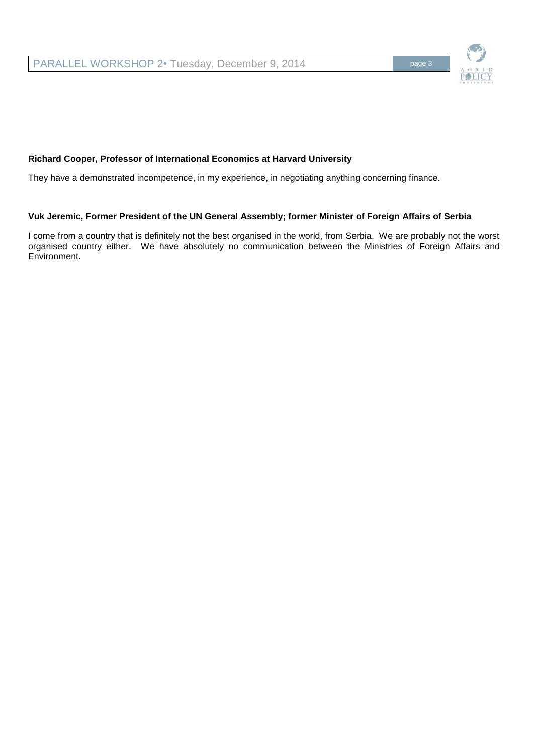**Richard Cooper, Professor of International Economics at Harvard University**

They have a demonstrated incompetence, in my experience, in negotiating anything concerning finance.

**Vuk Jeremic, Former President of the UN General Assembly; former Minister of Foreign Affairs of Serbia**

I come from a country that is definitely not the best organised in the world, from Serbia. We are probably not the worst organised country either. We have absolutely no communication between the Ministries of Foreign Affairs and Environment.